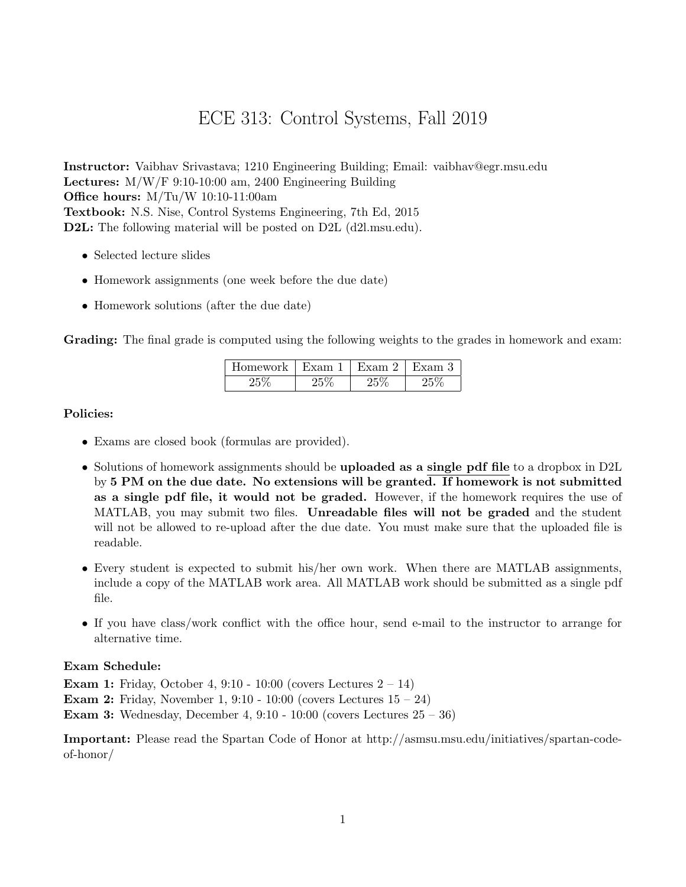# ECE 313: Control Systems, Fall 2019

**Instructor:** Vaibhav Srivastava; 1210 Engineering Building; Email: vaibhav@egr.msu.edu
**Lectures:** M/W/F 9:10-10:00 am, 2400 Engineering Building
**Office hours:** M/Tu/W 10:10-11:00am
**Textbook:** N.S. Nise, Control Systems Engineering, 7th Ed, 2015
**D2L:** The following material will be posted on D2L (d2l.msu.edu).

- Selected lecture slides
- Homework assignments (one week before the due date)
- Homework solutions (after the due date)

**Grading:** The final grade is computed using the following weights to the grades in homework and exam:

| Homework | Exam 1 | Exam 2 | Exam 3 |
|---|---|---|---|
| 25% | 25% | 25% | 25% |

**Policies:**

- Exams are closed book (formulas are provided).
- Solutions of homework assignments should be **uploaded as a <u>single pdf file</u>** to a dropbox in D2L by **5 PM on the due date. No extensions will be granted. If homework is not submitted as a single pdf file, it would not be graded.** However, if the homework requires the use of MATLAB, you may submit two files. **Unreadable files will not be graded** and the student will not be allowed to re-upload after the due date. You must make sure that the uploaded file is readable.
- Every student is expected to submit his/her own work. When there are MATLAB assignments, include a copy of the MATLAB work area. All MATLAB work should be submitted as a single pdf file.
- If you have class/work conflict with the office hour, send e-mail to the instructor to arrange for alternative time.

**Exam Schedule:**
**Exam 1:** Friday, October 4, 9:10 - 10:00 (covers Lectures 2 – 14)
**Exam 2:** Friday, November 1, 9:10 - 10:00 (covers Lectures 15 – 24)
**Exam 3:** Wednesday, December 4, 9:10 - 10:00 (covers Lectures 25 – 36)

**Important:** Please read the Spartan Code of Honor at http://asmsu.msu.edu/initiatives/spartan-code-of-honor/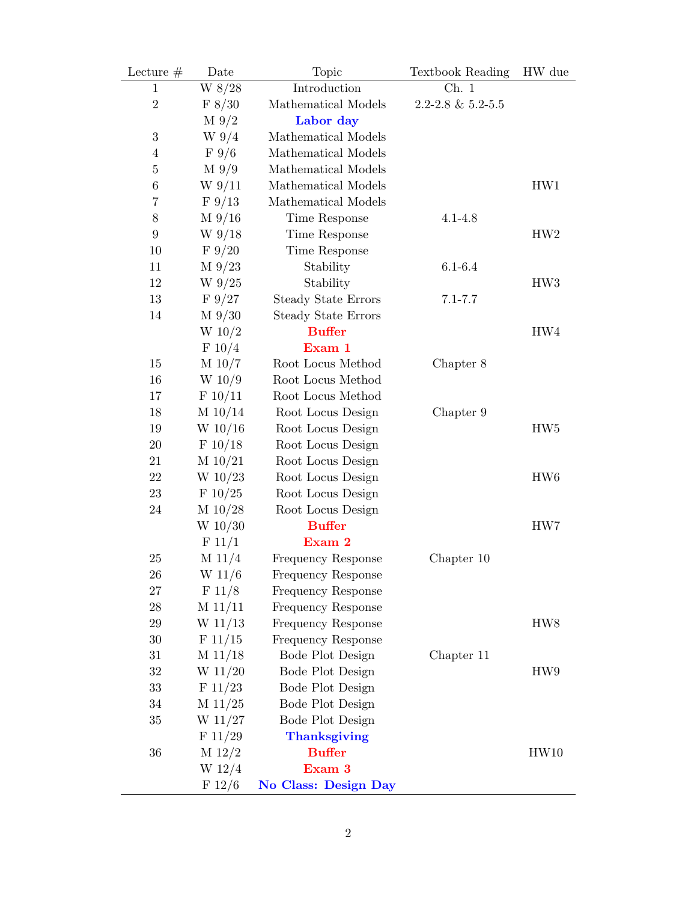| Lecture # | Date | Topic | Textbook Reading | HW due |
|---|---|---|---|---|
| 1 | W 8/28 | Introduction | Ch. 1 | |
| 2 | F 8/30 | Mathematical Models | 2.2-2.8 & 5.2-5.5 | |
| | M 9/2 | **Labor day** | | |
| 3 | W 9/4 | Mathematical Models | | |
| 4 | F 9/6 | Mathematical Models | | |
| 5 | M 9/9 | Mathematical Models | | |
| 6 | W 9/11 | Mathematical Models | | HW1 |
| 7 | F 9/13 | Mathematical Models | | |
| 8 | M 9/16 | Time Response | 4.1-4.8 | |
| 9 | W 9/18 | Time Response | | HW2 |
| 10 | F 9/20 | Time Response | | |
| 11 | M 9/23 | Stability | 6.1-6.4 | |
| 12 | W 9/25 | Stability | | HW3 |
| 13 | F 9/27 | Steady State Errors | 7.1-7.7 | |
| 14 | M 9/30 | Steady State Errors | | |
| | W 10/2 | **Buffer** | | HW4 |
| | F 10/4 | **Exam 1** | | |
| 15 | M 10/7 | Root Locus Method | Chapter 8 | |
| 16 | W 10/9 | Root Locus Method | | |
| 17 | F 10/11 | Root Locus Method | | |
| 18 | M 10/14 | Root Locus Design | Chapter 9 | |
| 19 | W 10/16 | Root Locus Design | | HW5 |
| 20 | F 10/18 | Root Locus Design | | |
| 21 | M 10/21 | Root Locus Design | | |
| 22 | W 10/23 | Root Locus Design | | HW6 |
| 23 | F 10/25 | Root Locus Design | | |
| 24 | M 10/28 | Root Locus Design | | |
| | W 10/30 | **Buffer** | | HW7 |
| | F 11/1 | **Exam 2** | | |
| 25 | M 11/4 | Frequency Response | Chapter 10 | |
| 26 | W 11/6 | Frequency Response | | |
| 27 | F 11/8 | Frequency Response | | |
| 28 | M 11/11 | Frequency Response | | |
| 29 | W 11/13 | Frequency Response | | HW8 |
| 30 | F 11/15 | Frequency Response | | |
| 31 | M 11/18 | Bode Plot Design | Chapter 11 | |
| 32 | W 11/20 | Bode Plot Design | | HW9 |
| 33 | F 11/23 | Bode Plot Design | | |
| 34 | M 11/25 | Bode Plot Design | | |
| 35 | W 11/27 | Bode Plot Design | | |
| | F 11/29 | **Thanksgiving** | | |
| 36 | M 12/2 | **Buffer** | | HW10 |
| | W 12/4 | **Exam 3** | | |
| | F 12/6 | **No Class: Design Day** | | |